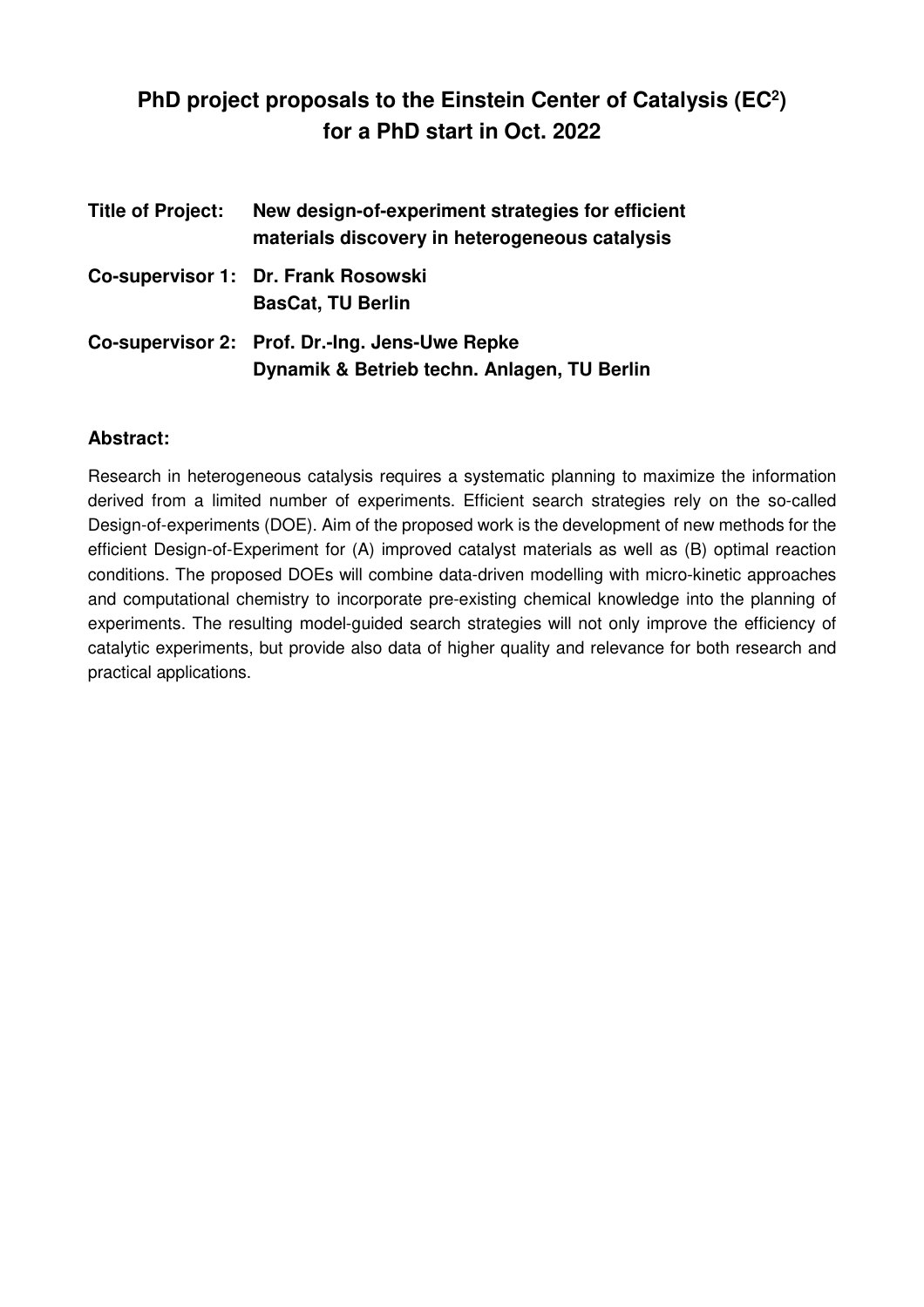# PhD project proposals to the Einstein Center of Catalysis (EC$^2$) for a PhD start in Oct. 2022

**Title of Project:** **New design-of-experiment strategies for efficient materials discovery in heterogeneous catalysis**

**Co-supervisor 1:** **Dr. Frank Rosowski**
**BasCat, TU Berlin**

**Co-supervisor 2:** **Prof. Dr.-Ing. Jens-Uwe Repke**
**Dynamik & Betrieb techn. Anlagen, TU Berlin**

## Abstract:

Research in heterogeneous catalysis requires a systematic planning to maximize the information derived from a limited number of experiments. Efficient search strategies rely on the so-called Design-of-experiments (DOE). Aim of the proposed work is the development of new methods for the efficient Design-of-Experiment for (A) improved catalyst materials as well as (B) optimal reaction conditions. The proposed DOEs will combine data-driven modelling with micro-kinetic approaches and computational chemistry to incorporate pre-existing chemical knowledge into the planning of experiments. The resulting model-guided search strategies will not only improve the efficiency of catalytic experiments, but provide also data of higher quality and relevance for both research and practical applications.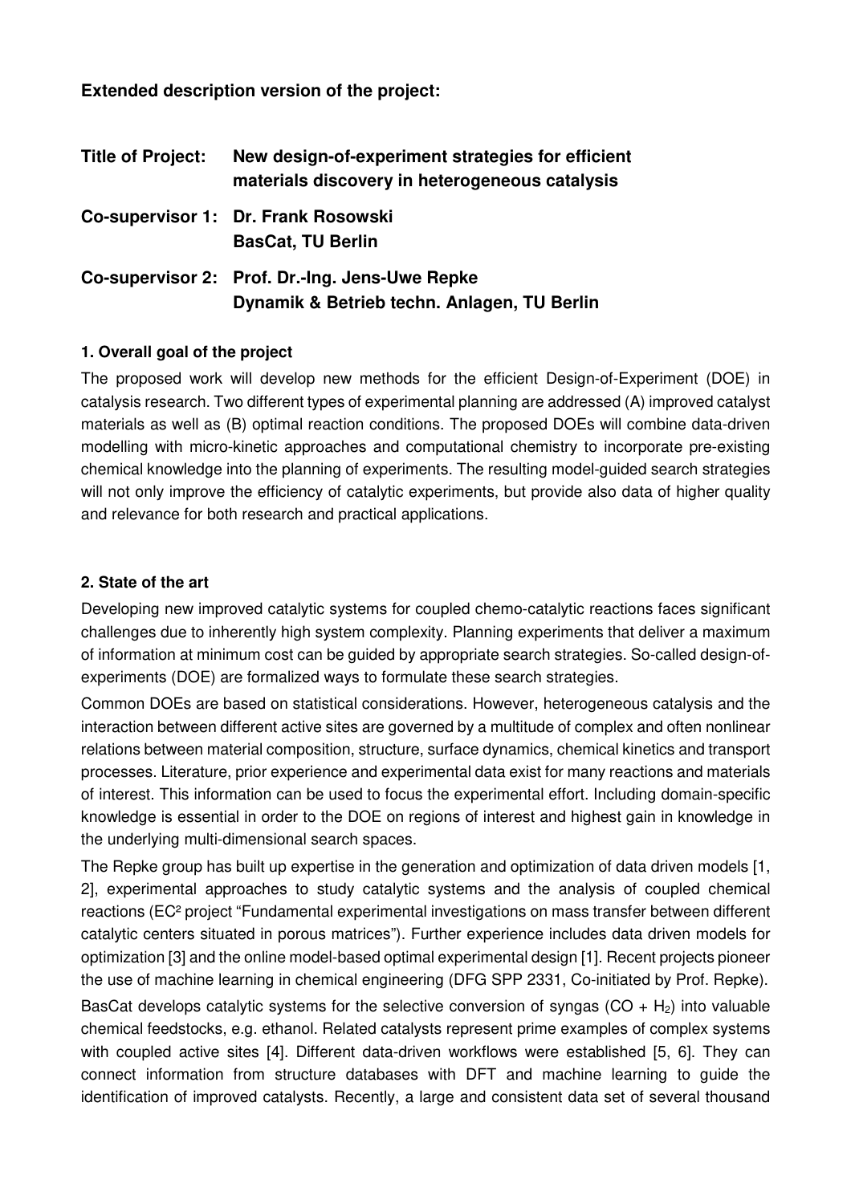**Extended description version of the project:**

| | |
|---|---|
| **Title of Project:** | **New design-of-experiment strategies for efficient materials discovery in heterogeneous catalysis** |
| **Co-supervisor 1:** | **Dr. Frank Rosowski**<br>**BasCat, TU Berlin** |
| **Co-supervisor 2:** | **Prof. Dr.-Ing. Jens-Uwe Repke**<br>**Dynamik & Betrieb techn. Anlagen, TU Berlin** |

### 1. Overall goal of the project

The proposed work will develop new methods for the efficient Design-of-Experiment (DOE) in catalysis research. Two different types of experimental planning are addressed (A) improved catalyst materials as well as (B) optimal reaction conditions. The proposed DOEs will combine data-driven modelling with micro-kinetic approaches and computational chemistry to incorporate pre-existing chemical knowledge into the planning of experiments. The resulting model-guided search strategies will not only improve the efficiency of catalytic experiments, but provide also data of higher quality and relevance for both research and practical applications.

### 2. State of the art

Developing new improved catalytic systems for coupled chemo-catalytic reactions faces significant challenges due to inherently high system complexity. Planning experiments that deliver a maximum of information at minimum cost can be guided by appropriate search strategies. So-called design-of-experiments (DOE) are formalized ways to formulate these search strategies.

Common DOEs are based on statistical considerations. However, heterogeneous catalysis and the interaction between different active sites are governed by a multitude of complex and often nonlinear relations between material composition, structure, surface dynamics, chemical kinetics and transport processes. Literature, prior experience and experimental data exist for many reactions and materials of interest. This information can be used to focus the experimental effort. Including domain-specific knowledge is essential in order to the DOE on regions of interest and highest gain in knowledge in the underlying multi-dimensional search spaces.

The Repke group has built up expertise in the generation and optimization of data driven models [1, 2], experimental approaches to study catalytic systems and the analysis of coupled chemical reactions (EC² project "Fundamental experimental investigations on mass transfer between different catalytic centers situated in porous matrices"). Further experience includes data driven models for optimization [3] and the online model-based optimal experimental design [1]. Recent projects pioneer the use of machine learning in chemical engineering (DFG SPP 2331, Co-initiated by Prof. Repke).

BasCat develops catalytic systems for the selective conversion of syngas ($CO + H_2$) into valuable chemical feedstocks, e.g. ethanol. Related catalysts represent prime examples of complex systems with coupled active sites [4]. Different data-driven workflows were established [5, 6]. They can connect information from structure databases with DFT and machine learning to guide the identification of improved catalysts. Recently, a large and consistent data set of several thousand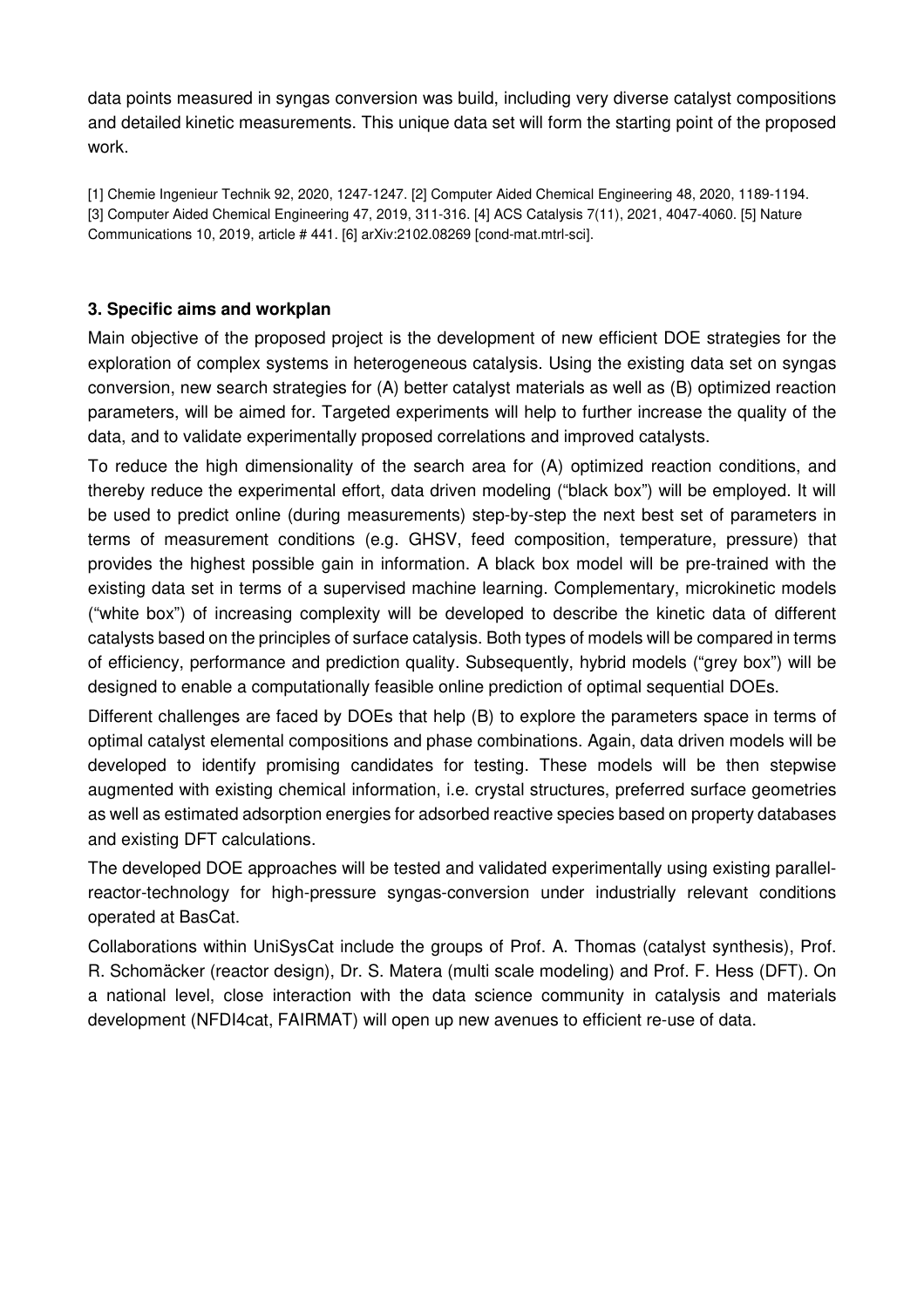data points measured in syngas conversion was build, including very diverse catalyst compositions and detailed kinetic measurements. This unique data set will form the starting point of the proposed work.

[1] Chemie Ingenieur Technik 92, 2020, 1247-1247. [2] Computer Aided Chemical Engineering 48, 2020, 1189-1194. [3] Computer Aided Chemical Engineering 47, 2019, 311-316. [4] ACS Catalysis 7(11), 2021, 4047-4060. [5] Nature Communications 10, 2019, article # 441. [6] arXiv:2102.08269 [cond-mat.mtrl-sci].

### 3. Specific aims and workplan

Main objective of the proposed project is the development of new efficient DOE strategies for the exploration of complex systems in heterogeneous catalysis. Using the existing data set on syngas conversion, new search strategies for (A) better catalyst materials as well as (B) optimized reaction parameters, will be aimed for. Targeted experiments will help to further increase the quality of the data, and to validate experimentally proposed correlations and improved catalysts.

To reduce the high dimensionality of the search area for (A) optimized reaction conditions, and thereby reduce the experimental effort, data driven modeling ("black box") will be employed. It will be used to predict online (during measurements) step-by-step the next best set of parameters in terms of measurement conditions (e.g. GHSV, feed composition, temperature, pressure) that provides the highest possible gain in information. A black box model will be pre-trained with the existing data set in terms of a supervised machine learning. Complementary, microkinetic models ("white box") of increasing complexity will be developed to describe the kinetic data of different catalysts based on the principles of surface catalysis. Both types of models will be compared in terms of efficiency, performance and prediction quality. Subsequently, hybrid models ("grey box") will be designed to enable a computationally feasible online prediction of optimal sequential DOEs.

Different challenges are faced by DOEs that help (B) to explore the parameters space in terms of optimal catalyst elemental compositions and phase combinations. Again, data driven models will be developed to identify promising candidates for testing. These models will be then stepwise augmented with existing chemical information, i.e. crystal structures, preferred surface geometries as well as estimated adsorption energies for adsorbed reactive species based on property databases and existing DFT calculations.

The developed DOE approaches will be tested and validated experimentally using existing parallel-reactor-technology for high-pressure syngas-conversion under industrially relevant conditions operated at BasCat.

Collaborations within UniSysCat include the groups of Prof. A. Thomas (catalyst synthesis), Prof. R. Schomäcker (reactor design), Dr. S. Matera (multi scale modeling) and Prof. F. Hess (DFT). On a national level, close interaction with the data science community in catalysis and materials development (NFDI4cat, FAIRMAT) will open up new avenues to efficient re-use of data.